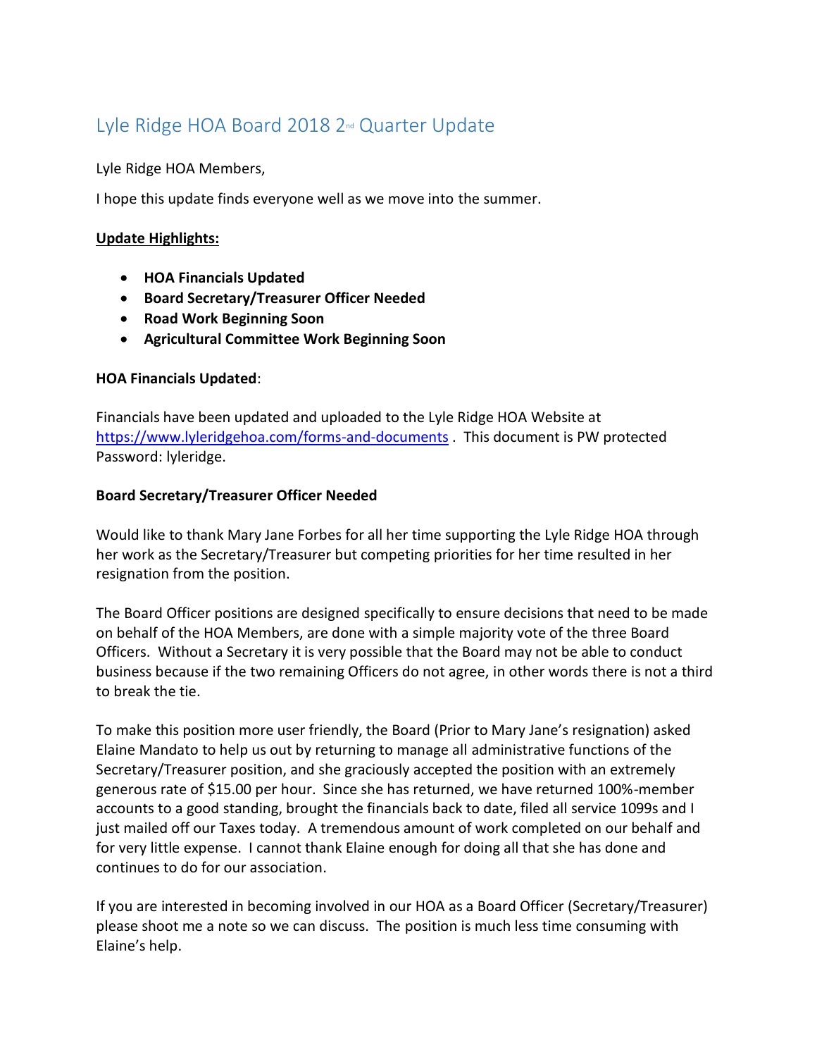# Lyle Ridge HOA Board 2018 2nd Quarter Update

Lyle Ridge HOA Members,

I hope this update finds everyone well as we move into the summer.

**Update Highlights:**

- **HOA Financials Updated**
- **Board Secretary/Treasurer Officer Needed**
- **Road Work Beginning Soon**
- **Agricultural Committee Work Beginning Soon**

**HOA Financials Updated**:

Financials have been updated and uploaded to the Lyle Ridge HOA Website at [https://www.lyleridgehoa.com/forms-and-documents](https://www.lyleridgehoa.com/forms-and-documents) . This document is PW protected Password: lyleridge.

**Board Secretary/Treasurer Officer Needed**

Would like to thank Mary Jane Forbes for all her time supporting the Lyle Ridge HOA through her work as the Secretary/Treasurer but competing priorities for her time resulted in her resignation from the position.

The Board Officer positions are designed specifically to ensure decisions that need to be made on behalf of the HOA Members, are done with a simple majority vote of the three Board Officers. Without a Secretary it is very possible that the Board may not be able to conduct business because if the two remaining Officers do not agree, in other words there is not a third to break the tie.

To make this position more user friendly, the Board (Prior to Mary Jane's resignation) asked Elaine Mandato to help us out by returning to manage all administrative functions of the Secretary/Treasurer position, and she graciously accepted the position with an extremely generous rate of $15.00 per hour. Since she has returned, we have returned 100%-member accounts to a good standing, brought the financials back to date, filed all service 1099s and I just mailed off our Taxes today. A tremendous amount of work completed on our behalf and for very little expense. I cannot thank Elaine enough for doing all that she has done and continues to do for our association.

If you are interested in becoming involved in our HOA as a Board Officer (Secretary/Treasurer) please shoot me a note so we can discuss. The position is much less time consuming with Elaine's help.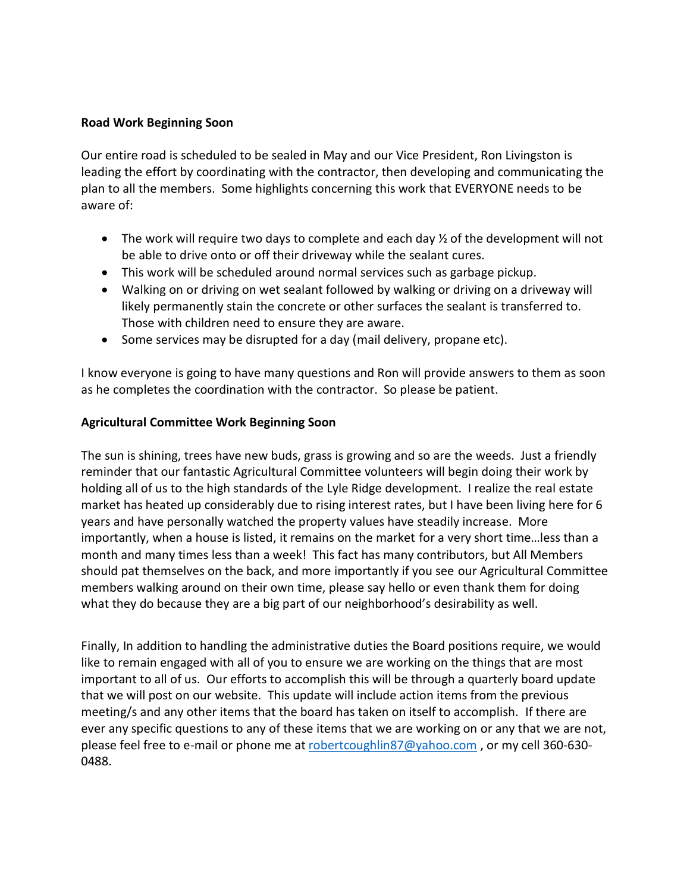**Road Work Beginning Soon**

Our entire road is scheduled to be sealed in May and our Vice President, Ron Livingston is leading the effort by coordinating with the contractor, then developing and communicating the plan to all the members. Some highlights concerning this work that EVERYONE needs to be aware of:

- The work will require two days to complete and each day ½ of the development will not be able to drive onto or off their driveway while the sealant cures.
- This work will be scheduled around normal services such as garbage pickup.
- Walking on or driving on wet sealant followed by walking or driving on a driveway will likely permanently stain the concrete or other surfaces the sealant is transferred to. Those with children need to ensure they are aware.
- Some services may be disrupted for a day (mail delivery, propane etc).

I know everyone is going to have many questions and Ron will provide answers to them as soon as he completes the coordination with the contractor. So please be patient.

**Agricultural Committee Work Beginning Soon**

The sun is shining, trees have new buds, grass is growing and so are the weeds. Just a friendly reminder that our fantastic Agricultural Committee volunteers will begin doing their work by holding all of us to the high standards of the Lyle Ridge development. I realize the real estate market has heated up considerably due to rising interest rates, but I have been living here for 6 years and have personally watched the property values have steadily increase. More importantly, when a house is listed, it remains on the market for a very short time…less than a month and many times less than a week! This fact has many contributors, but All Members should pat themselves on the back, and more importantly if you see our Agricultural Committee members walking around on their own time, please say hello or even thank them for doing what they do because they are a big part of our neighborhood's desirability as well.

Finally, In addition to handling the administrative duties the Board positions require, we would like to remain engaged with all of you to ensure we are working on the things that are most important to all of us. Our efforts to accomplish this will be through a quarterly board update that we will post on our website. This update will include action items from the previous meeting/s and any other items that the board has taken on itself to accomplish. If there are ever any specific questions to any of these items that we are working on or any that we are not, please feel free to e-mail or phone me at robertcoughlin87@yahoo.com , or my cell 360-630-0488.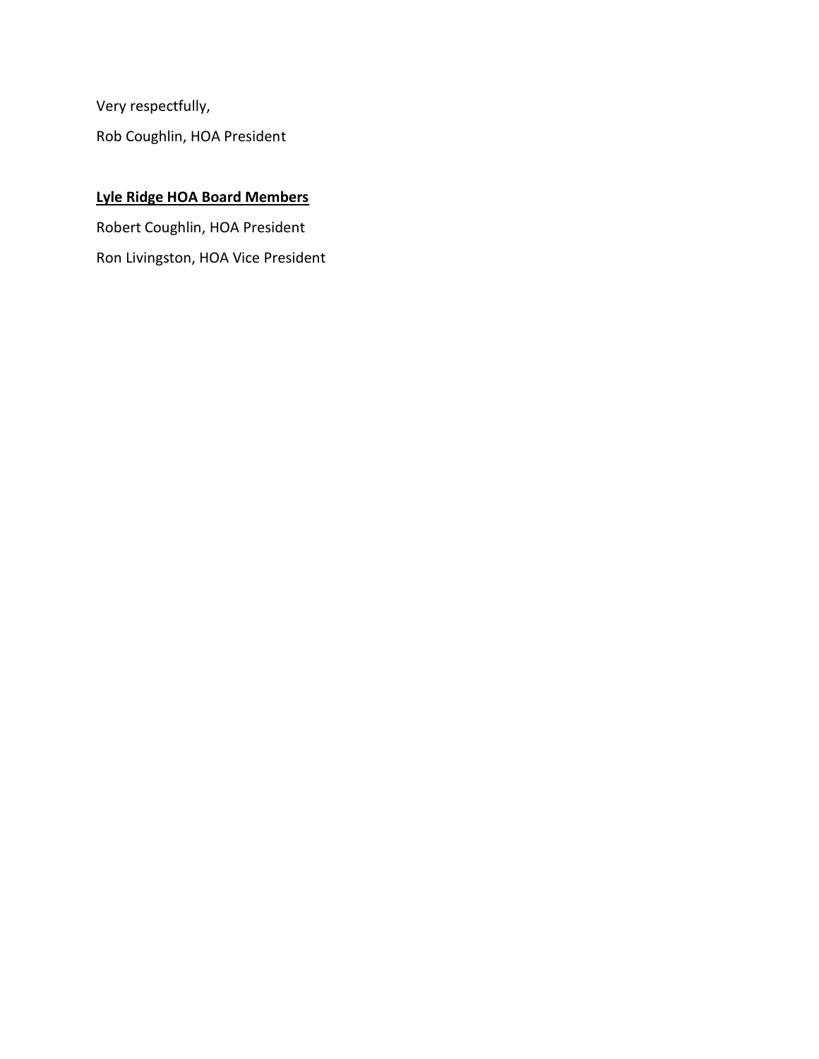Very respectfully,

Rob Coughlin, HOA President

**<u>Lyle Ridge HOA Board Members</u>**

Robert Coughlin, HOA President

Ron Livingston, HOA Vice President